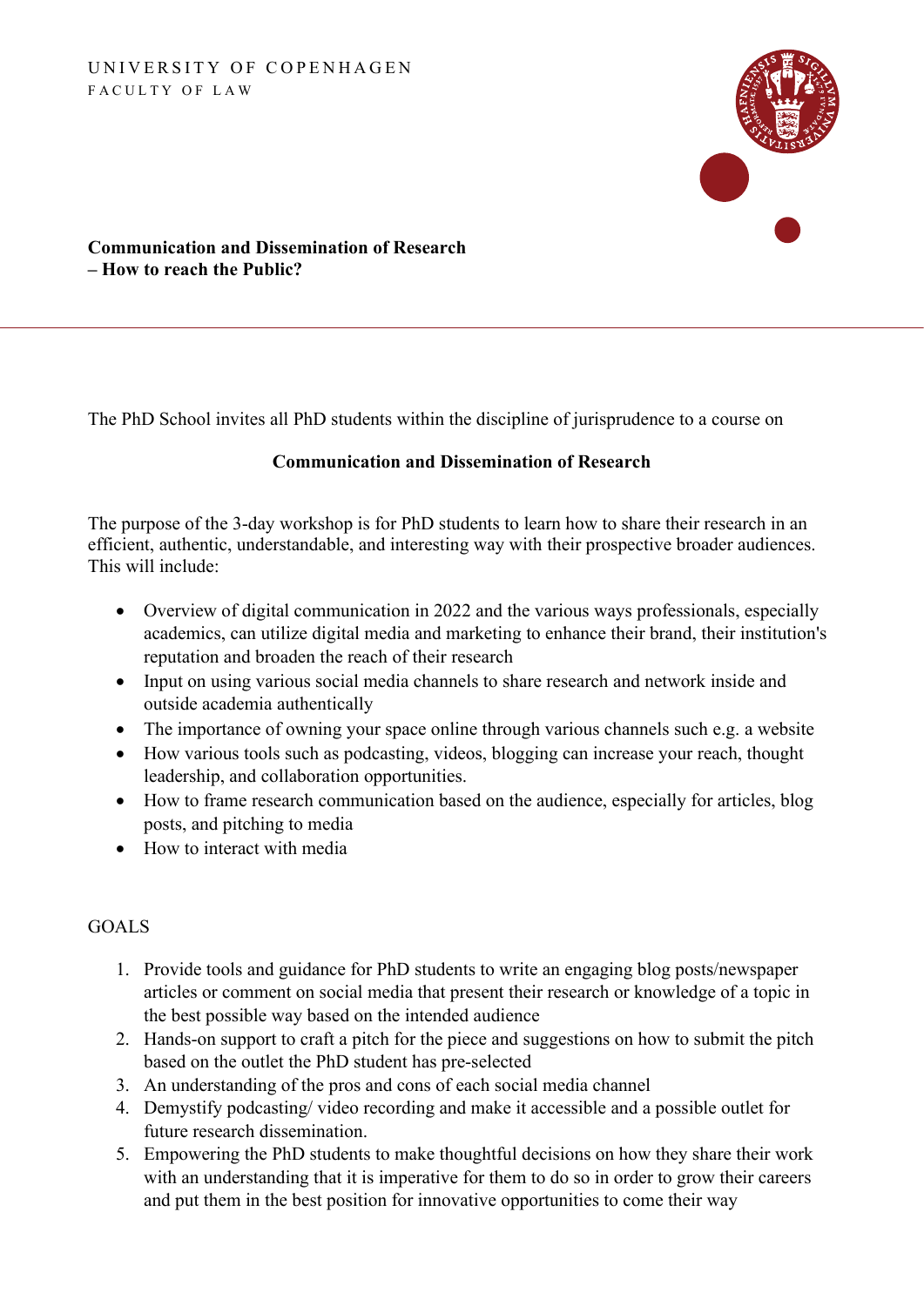UNIVERSITY OF COPENHAGEN
FACULTY OF LAW

**Communication and Dissemination of Research – How to reach the Public?**

The PhD School invites all PhD students within the discipline of jurisprudence to a course on

**Communication and Dissemination of Research**

The purpose of the 3-day workshop is for PhD students to learn how to share their research in an efficient, authentic, understandable, and interesting way with their prospective broader audiences. This will include:

- Overview of digital communication in 2022 and the various ways professionals, especially academics, can utilize digital media and marketing to enhance their brand, their institution's reputation and broaden the reach of their research
- Input on using various social media channels to share research and network inside and outside academia authentically
- The importance of owning your space online through various channels such e.g. a website
- How various tools such as podcasting, videos, blogging can increase your reach, thought leadership, and collaboration opportunities.
- How to frame research communication based on the audience, especially for articles, blog posts, and pitching to media
- How to interact with media

GOALS

1. Provide tools and guidance for PhD students to write an engaging blog posts/newspaper articles or comment on social media that present their research or knowledge of a topic in the best possible way based on the intended audience
2. Hands-on support to craft a pitch for the piece and suggestions on how to submit the pitch based on the outlet the PhD student has pre-selected
3. An understanding of the pros and cons of each social media channel
4. Demystify podcasting/ video recording and make it accessible and a possible outlet for future research dissemination.
5. Empowering the PhD students to make thoughtful decisions on how they share their work with an understanding that it is imperative for them to do so in order to grow their careers and put them in the best position for innovative opportunities to come their way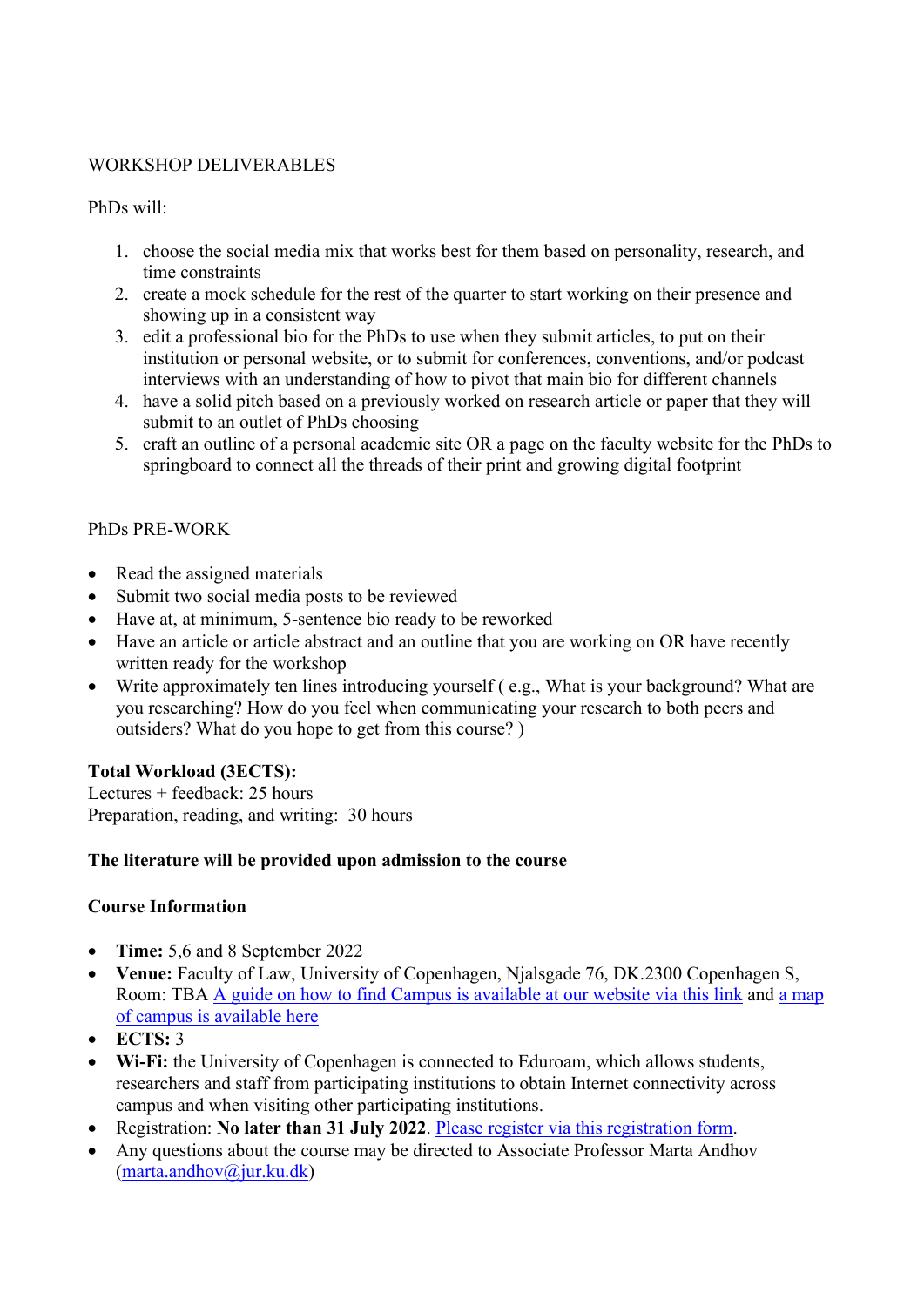WORKSHOP DELIVERABLES

PhDs will:

1. choose the social media mix that works best for them based on personality, research, and time constraints
2. create a mock schedule for the rest of the quarter to start working on their presence and showing up in a consistent way
3. edit a professional bio for the PhDs to use when they submit articles, to put on their institution or personal website, or to submit for conferences, conventions, and/or podcast interviews with an understanding of how to pivot that main bio for different channels
4. have a solid pitch based on a previously worked on research article or paper that they will submit to an outlet of PhDs choosing
5. craft an outline of a personal academic site OR a page on the faculty website for the PhDs to springboard to connect all the threads of their print and growing digital footprint

PhDs PRE-WORK

- Read the assigned materials
- Submit two social media posts to be reviewed
- Have at, at minimum, 5-sentence bio ready to be reworked
- Have an article or article abstract and an outline that you are working on OR have recently written ready for the workshop
- Write approximately ten lines introducing yourself ( e.g., What is your background? What are you researching? How do you feel when communicating your research to both peers and outsiders? What do you hope to get from this course? )

**Total Workload (3ECTS):**
Lectures + feedback: 25 hours
Preparation, reading, and writing: 30 hours

**The literature will be provided upon admission to the course**

**Course Information**

- **Time:** 5,6 and 8 September 2022
- **Venue:** Faculty of Law, University of Copenhagen, Njalsgade 76, DK.2300 Copenhagen S, Room: TBA A guide on how to find Campus is available at our website via this link and a map of campus is available here
- **ECTS:** 3
- **Wi-Fi:** the University of Copenhagen is connected to Eduroam, which allows students, researchers and staff from participating institutions to obtain Internet connectivity across campus and when visiting other participating institutions.
- Registration: **No later than 31 July 2022**. Please register via this registration form.
- Any questions about the course may be directed to Associate Professor Marta Andhov (marta.andhov@jur.ku.dk)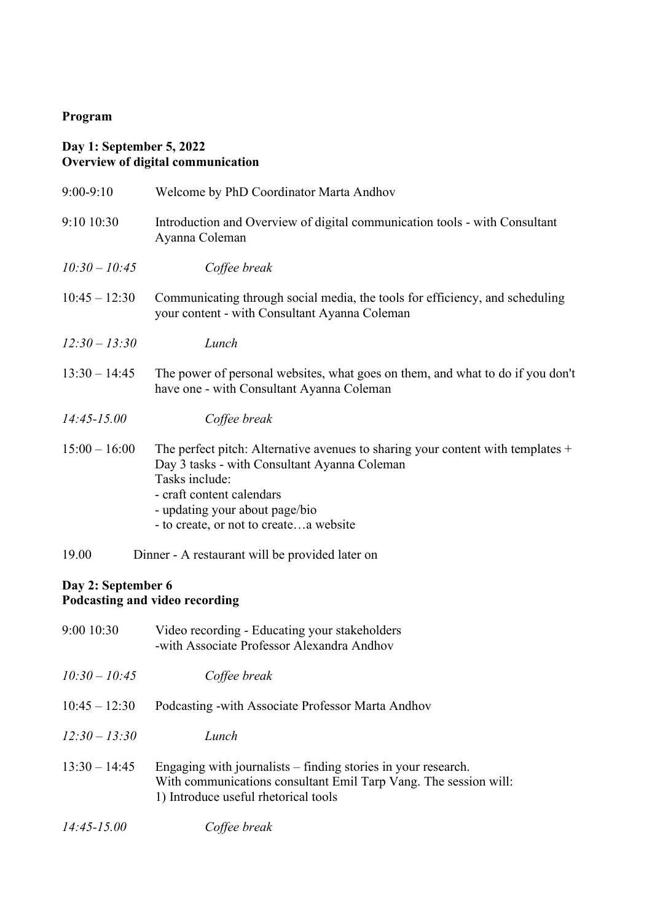**Program**

**Day 1: September 5, 2022**
**Overview of digital communication**

| | |
|---|---|
| 9:00-9:10 | Welcome by PhD Coordinator Marta Andhov |
| 9:10 10:30 | Introduction and Overview of digital communication tools - with Consultant Ayanna Coleman |
| *10:30 – 10:45* | *Coffee break* |
| 10:45 – 12:30 | Communicating through social media, the tools for efficiency, and scheduling your content - with Consultant Ayanna Coleman |
| *12:30 – 13:30* | *Lunch* |
| 13:30 – 14:45 | The power of personal websites, what goes on them, and what to do if you don't have one - with Consultant Ayanna Coleman |
| *14:45-15.00* | *Coffee break* |
| 15:00 – 16:00 | The perfect pitch: Alternative avenues to sharing your content with templates + Day 3 tasks - with Consultant Ayanna Coleman<br>Tasks include:<br>- craft content calendars<br>- updating your about page/bio<br>- to create, or not to create…a website |
| 19.00 | Dinner - A restaurant will be provided later on |

**Day 2: September 6**
**Podcasting and video recording**

| | |
|---|---|
| 9:00 10:30 | Video recording - Educating your stakeholders<br>-with Associate Professor Alexandra Andhov |
| *10:30 – 10:45* | *Coffee break* |
| 10:45 – 12:30 | Podcasting -with Associate Professor Marta Andhov |
| *12:30 – 13:30* | *Lunch* |
| 13:30 – 14:45 | Engaging with journalists – finding stories in your research.<br>With communications consultant Emil Tarp Vang. The session will:<br>1) Introduce useful rhetorical tools |
| *14:45-15.00* | *Coffee break* |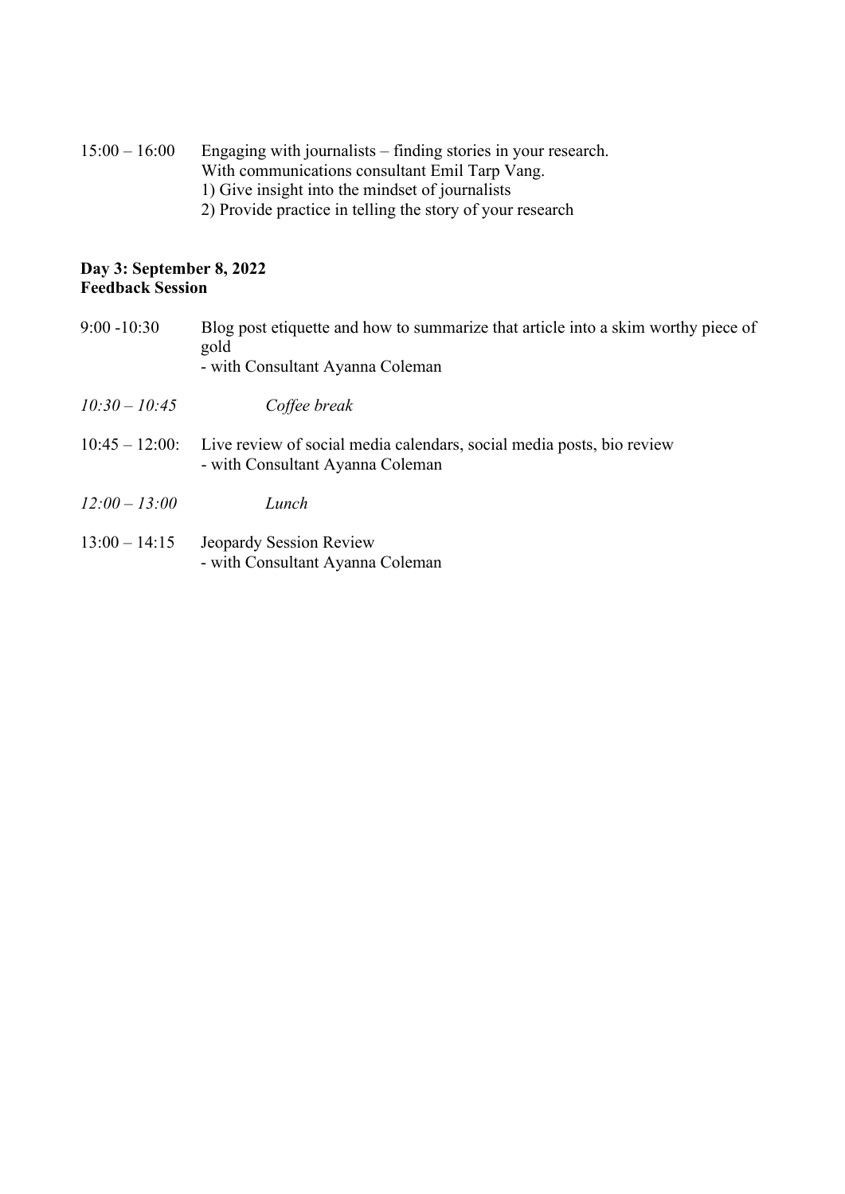15:00 – 16:00 Engaging with journalists – finding stories in your research.
With communications consultant Emil Tarp Vang.
1) Give insight into the mindset of journalists
2) Provide practice in telling the story of your research

**Day 3: September 8, 2022**
**Feedback Session**

9:00 -10:30 Blog post etiquette and how to summarize that article into a skim worthy piece of gold
- with Consultant Ayanna Coleman

*10:30 – 10:45* *Coffee break*

10:45 – 12:00: Live review of social media calendars, social media posts, bio review
- with Consultant Ayanna Coleman

*12:00 – 13:00* *Lunch*

13:00 – 14:15 Jeopardy Session Review
- with Consultant Ayanna Coleman